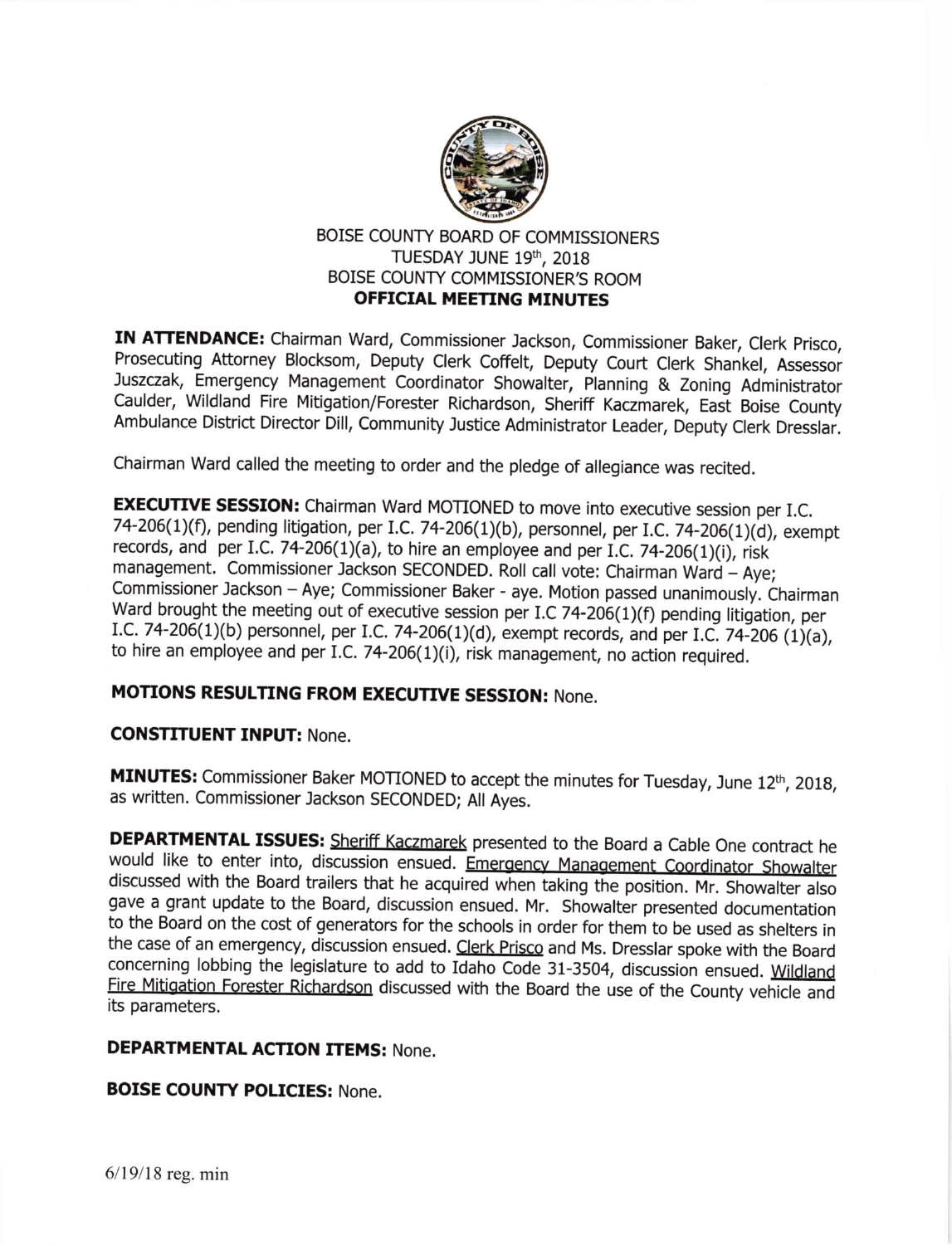# BOISE COUNTY BOARD OF COMMISSIONERS
## TUESDAY JUNE 19th, 2018
## BOISE COUNTY COMMISSIONER'S ROOM
## OFFICIAL MEETING MINUTES

**IN ATTENDANCE:** Chairman Ward, Commissioner Jackson, Commissioner Baker, Clerk Prisco, Prosecuting Attorney Blocksom, Deputy Clerk Coffelt, Deputy Court Clerk Shankel, Assessor Juszczak, Emergency Management Coordinator Showalter, Planning & Zoning Administrator Caulder, Wildland Fire Mitigation/Forester Richardson, Sheriff Kaczmarek, East Boise County Ambulance District Director Dill, Community Justice Administrator Leader, Deputy Clerk Dresslar.

Chairman Ward called the meeting to order and the pledge of allegiance was recited.

**EXECUTIVE SESSION:** Chairman Ward MOTIONED to move into executive session per I.C. 74-206(1)(f), pending litigation, per I.C. 74-206(1)(b), personnel, per I.C. 74-206(1)(d), exempt records, and per I.C. 74-206(1)(a), to hire an employee and per I.C. 74-206(1)(i), risk management. Commissioner Jackson SECONDED. Roll call vote: Chairman Ward – Aye; Commissioner Jackson – Aye; Commissioner Baker - aye. Motion passed unanimously. Chairman Ward brought the meeting out of executive session per I.C 74-206(1)(f) pending litigation, per I.C. 74-206(1)(b) personnel, per I.C. 74-206(1)(d), exempt records, and per I.C. 74-206 (1)(a), to hire an employee and per I.C. 74-206(1)(i), risk management, no action required.

**MOTIONS RESULTING FROM EXECUTIVE SESSION:** None.

**CONSTITUENT INPUT:** None.

**MINUTES:** Commissioner Baker MOTIONED to accept the minutes for Tuesday, June 12th, 2018, as written. Commissioner Jackson SECONDED; All Ayes.

**DEPARTMENTAL ISSUES:** Sheriff Kaczmarek presented to the Board a Cable One contract he would like to enter into, discussion ensued. Emergency Management Coordinator Showalter discussed with the Board trailers that he acquired when taking the position. Mr. Showalter also gave a grant update to the Board, discussion ensued. Mr. Showalter presented documentation to the Board on the cost of generators for the schools in order for them to be used as shelters in the case of an emergency, discussion ensued. Clerk Prisco and Ms. Dresslar spoke with the Board concerning lobbing the legislature to add to Idaho Code 31-3504, discussion ensued. Wildland Fire Mitigation Forester Richardson discussed with the Board the use of the County vehicle and its parameters.

**DEPARTMENTAL ACTION ITEMS:** None.

**BOISE COUNTY POLICIES:** None.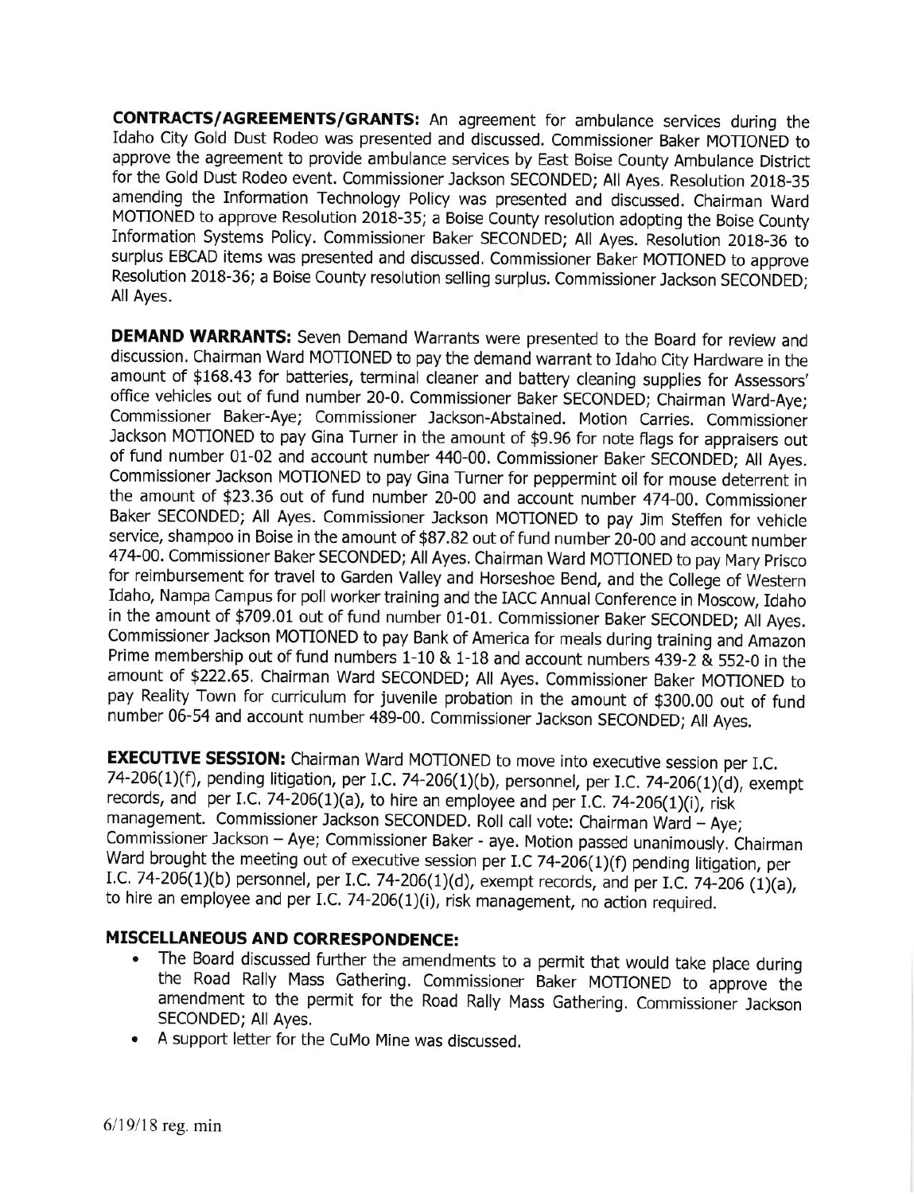**CONTRACTS/AGREEMENTS/GRANTS:** An agreement for ambulance services during the Idaho City Gold Dust Rodeo was presented and discussed. Commissioner Baker MOTIONED to approve the agreement to provide ambulance services by East Boise County Ambulance District for the Gold Dust Rodeo event. Commissioner Jackson SECONDED; All Ayes. Resolution 2018-35 amending the Information Technology Policy was presented and discussed. Chairman Ward MOTIONED to approve Resolution 2018-35; a Boise County resolution adopting the Boise County Information Systems Policy. Commissioner Baker SECONDED; All Ayes. Resolution 2018-36 to surplus EBCAD items was presented and discussed. Commissioner Baker MOTIONED to approve Resolution 2018-36; a Boise County resolution selling surplus. Commissioner Jackson SECONDED; All Ayes.

**DEMAND WARRANTS:** Seven Demand Warrants were presented to the Board for review and discussion. Chairman Ward MOTIONED to pay the demand warrant to Idaho City Hardware in the amount of $168.43 for batteries, terminal cleaner and battery cleaning supplies for Assessors' office vehicles out of fund number 20-0. Commissioner Baker SECONDED; Chairman Ward-Aye; Commissioner Baker-Aye; Commissioner Jackson-Abstained. Motion Carries. Commissioner Jackson MOTIONED to pay Gina Turner in the amount of $9.96 for note flags for appraisers out of fund number 01-02 and account number 440-00. Commissioner Baker SECONDED; All Ayes. Commissioner Jackson MOTIONED to pay Gina Turner for peppermint oil for mouse deterrent in the amount of $23.36 out of fund number 20-00 and account number 474-00. Commissioner Baker SECONDED; All Ayes. Commissioner Jackson MOTIONED to pay Jim Steffen for vehicle service, shampoo in Boise in the amount of $87.82 out of fund number 20-00 and account number 474-00. Commissioner Baker SECONDED; All Ayes. Chairman Ward MOTIONED to pay Mary Prisco for reimbursement for travel to Garden Valley and Horseshoe Bend, and the College of Western Idaho, Nampa Campus for poll worker training and the IACC Annual Conference in Moscow, Idaho in the amount of $709.01 out of fund number 01-01. Commissioner Baker SECONDED; All Ayes. Commissioner Jackson MOTIONED to pay Bank of America for meals during training and Amazon Prime membership out of fund numbers 1-10 & 1-18 and account numbers 439-2 & 552-0 in the amount of $222.65. Chairman Ward SECONDED; All Ayes. Commissioner Baker MOTIONED to pay Reality Town for curriculum for juvenile probation in the amount of $300.00 out of fund number 06-54 and account number 489-00. Commissioner Jackson SECONDED; All Ayes.

**EXECUTIVE SESSION:** Chairman Ward MOTIONED to move into executive session per I.C. 74-206(1)(f), pending litigation, per I.C. 74-206(1)(b), personnel, per I.C. 74-206(1)(d), exempt records, and per I.C. 74-206(1)(a), to hire an employee and per I.C. 74-206(1)(i), risk management. Commissioner Jackson SECONDED. Roll call vote: Chairman Ward – Aye; Commissioner Jackson – Aye; Commissioner Baker - aye. Motion passed unanimously. Chairman Ward brought the meeting out of executive session per I.C 74-206(1)(f) pending litigation, per I.C. 74-206(1)(b) personnel, per I.C. 74-206(1)(d), exempt records, and per I.C. 74-206 (1)(a), to hire an employee and per I.C. 74-206(1)(i), risk management, no action required.

**MISCELLANEOUS AND CORRESPONDENCE:**

- The Board discussed further the amendments to a permit that would take place during the Road Rally Mass Gathering. Commissioner Baker MOTIONED to approve the amendment to the permit for the Road Rally Mass Gathering. Commissioner Jackson SECONDED; All Ayes.
- A support letter for the CuMo Mine was discussed.

6/19/18 reg. min